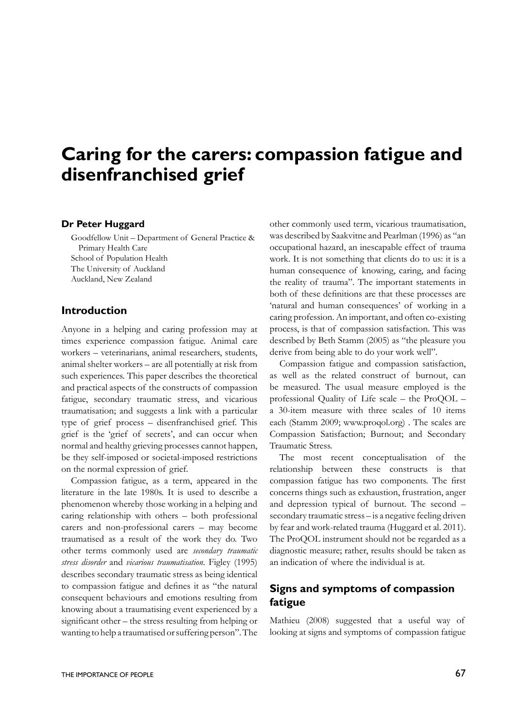# Caring for the carers: compassion fatigue and disenfranchised grief

**Dr Peter Huggard**

Goodfellow Unit – Department of General Practice & Primary Health Care
School of Population Health
The University of Auckland
Auckland, New Zealand

## Introduction

Anyone in a helping and caring profession may at times experience compassion fatigue. Animal care workers – veterinarians, animal researchers, students, animal shelter workers – are all potentially at risk from such experiences. This paper describes the theoretical and practical aspects of the constructs of compassion fatigue, secondary traumatic stress, and vicarious traumatisation; and suggests a link with a particular type of grief process – disenfranchised grief. This grief is the 'grief of secrets', and can occur when normal and healthy grieving processes cannot happen, be they self-imposed or societal-imposed restrictions on the normal expression of grief.

Compassion fatigue, as a term, appeared in the literature in the late 1980s. It is used to describe a phenomenon whereby those working in a helping and caring relationship with others – both professional carers and non-professional carers – may become traumatised as a result of the work they do. Two other terms commonly used are *secondary traumatic stress disorder* and *vicarious traumatisation*. Figley (1995) describes secondary traumatic stress as being identical to compassion fatigue and defines it as "the natural consequent behaviours and emotions resulting from knowing about a traumatising event experienced by a significant other – the stress resulting from helping or wanting to help a traumatised or suffering person". The other commonly used term, vicarious traumatisation, was described by Saakvitne and Pearlman (1996) as "an occupational hazard, an inescapable effect of trauma work. It is not something that clients do to us: it is a human consequence of knowing, caring, and facing the reality of trauma". The important statements in both of these definitions are that these processes are 'natural and human consequences' of working in a caring profession. An important, and often co-existing process, is that of compassion satisfaction. This was described by Beth Stamm (2005) as "the pleasure you derive from being able to do your work well".

Compassion fatigue and compassion satisfaction, as well as the related construct of burnout, can be measured. The usual measure employed is the professional Quality of Life scale – the ProQOL – a 30-item measure with three scales of 10 items each (Stamm 2009; www.proqol.org) . The scales are Compassion Satisfaction; Burnout; and Secondary Traumatic Stress.

The most recent conceptualisation of the relationship between these constructs is that compassion fatigue has two components. The first concerns things such as exhaustion, frustration, anger and depression typical of burnout. The second – secondary traumatic stress – is a negative feeling driven by fear and work-related trauma (Huggard et al. 2011). The ProQOL instrument should not be regarded as a diagnostic measure; rather, results should be taken as an indication of where the individual is at.

## Signs and symptoms of compassion fatigue

Mathieu (2008) suggested that a useful way of looking at signs and symptoms of compassion fatigue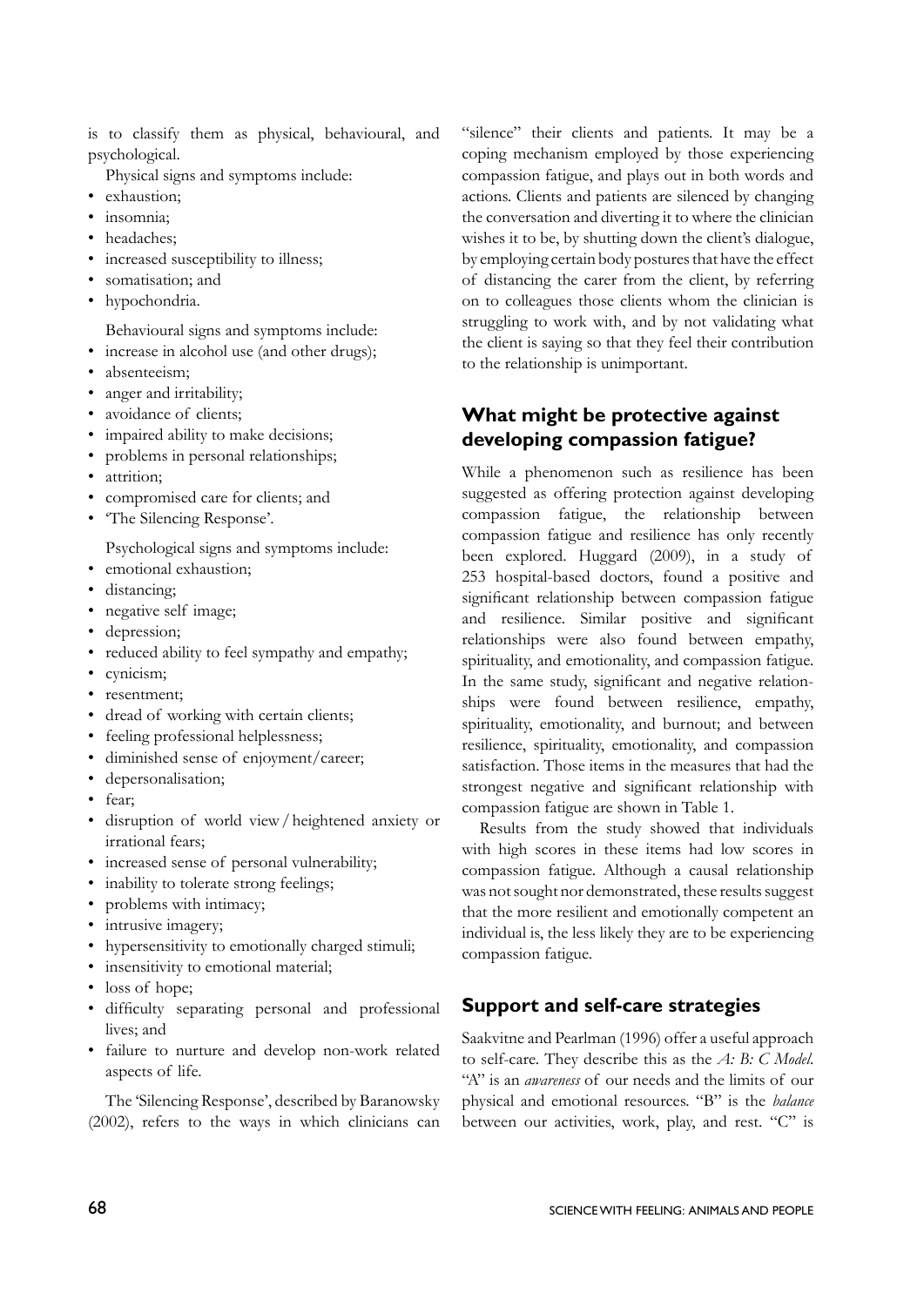is to classify them as physical, behavioural, and psychological.

Physical signs and symptoms include:

- exhaustion;
- insomnia;
- headaches;
- increased susceptibility to illness;
- somatisation; and
- hypochondria.

Behavioural signs and symptoms include:

- increase in alcohol use (and other drugs);
- absenteeism;
- anger and irritability;
- avoidance of clients;
- impaired ability to make decisions;
- problems in personal relationships;
- attrition;
- compromised care for clients; and
- 'The Silencing Response'.

Psychological signs and symptoms include:

- emotional exhaustion;
- distancing;
- negative self image;
- depression;
- reduced ability to feel sympathy and empathy;
- cynicism;
- resentment;
- dread of working with certain clients;
- feeling professional helplessness;
- diminished sense of enjoyment/career;
- depersonalisation;
- fear;
- disruption of world view / heightened anxiety or irrational fears;
- increased sense of personal vulnerability;
- inability to tolerate strong feelings;
- problems with intimacy;
- intrusive imagery;
- hypersensitivity to emotionally charged stimuli;
- insensitivity to emotional material;
- loss of hope;
- difficulty separating personal and professional lives; and
- failure to nurture and develop non-work related aspects of life.

The 'Silencing Response', described by Baranowsky (2002), refers to the ways in which clinicians can "silence" their clients and patients. It may be a coping mechanism employed by those experiencing compassion fatigue, and plays out in both words and actions. Clients and patients are silenced by changing the conversation and diverting it to where the clinician wishes it to be, by shutting down the client's dialogue, by employing certain body postures that have the effect of distancing the carer from the client, by referring on to colleagues those clients whom the clinician is struggling to work with, and by not validating what the client is saying so that they feel their contribution to the relationship is unimportant.

## What might be protective against developing compassion fatigue?

While a phenomenon such as resilience has been suggested as offering protection against developing compassion fatigue, the relationship between compassion fatigue and resilience has only recently been explored. Huggard (2009), in a study of 253 hospital-based doctors, found a positive and significant relationship between compassion fatigue and resilience. Similar positive and significant relationships were also found between empathy, spirituality, and emotionality, and compassion fatigue. In the same study, significant and negative relationships were found between resilience, empathy, spirituality, emotionality, and burnout; and between resilience, spirituality, emotionality, and compassion satisfaction. Those items in the measures that had the strongest negative and significant relationship with compassion fatigue are shown in Table 1.

Results from the study showed that individuals with high scores in these items had low scores in compassion fatigue. Although a causal relationship was not sought nor demonstrated, these results suggest that the more resilient and emotionally competent an individual is, the less likely they are to be experiencing compassion fatigue.

## Support and self-care strategies

Saakvitne and Pearlman (1996) offer a useful approach to self-care. They describe this as the *A: B: C Model*. "A" is an *awareness* of our needs and the limits of our physical and emotional resources. "B" is the *balance* between our activities, work, play, and rest. "C" is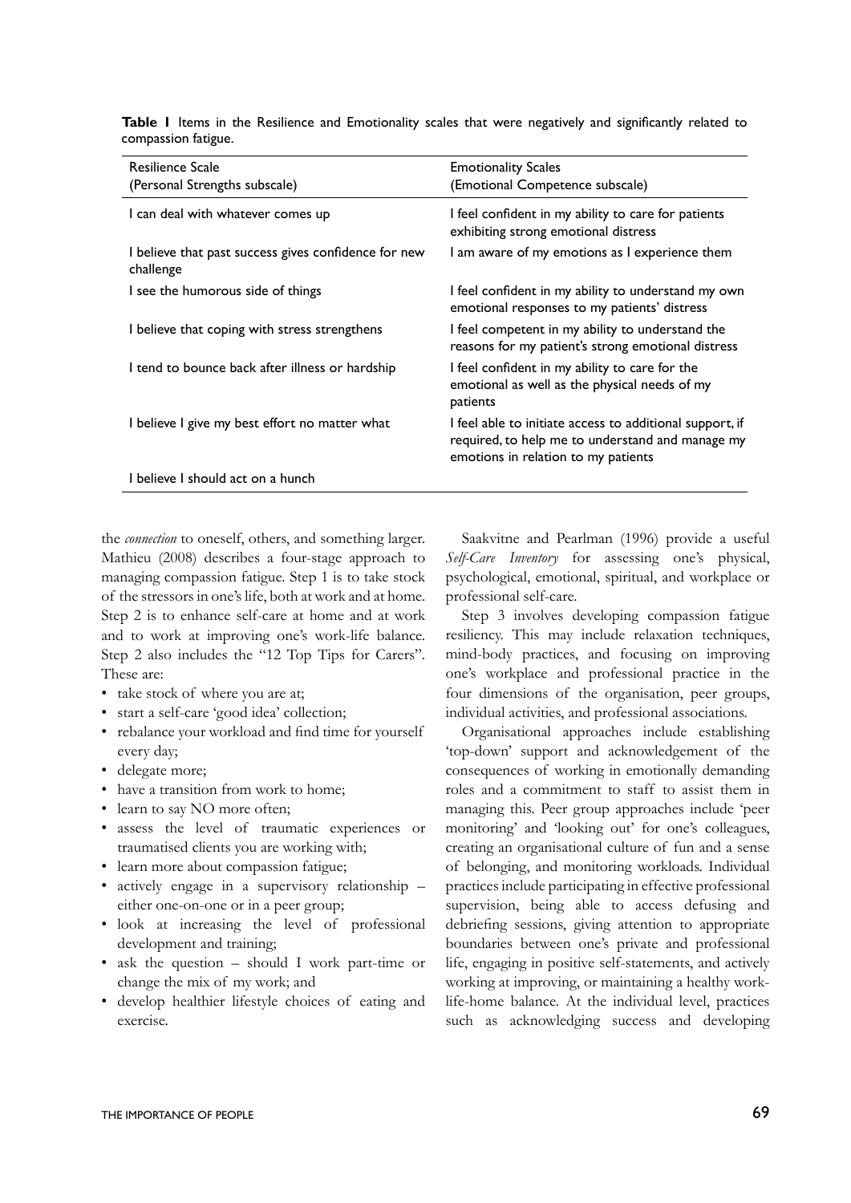**Table 1** Items in the Resilience and Emotionality scales that were negatively and significantly related to compassion fatigue.

| Resilience Scale (Personal Strengths subscale) | Emotionality Scales (Emotional Competence subscale) |
|---|---|
| I can deal with whatever comes up | I feel confident in my ability to care for patients exhibiting strong emotional distress |
| I believe that past success gives confidence for new challenge | I am aware of my emotions as I experience them |
| I see the humorous side of things | I feel confident in my ability to understand my own emotional responses to my patients' distress |
| I believe that coping with stress strengthens | I feel competent in my ability to understand the reasons for my patient's strong emotional distress |
| I tend to bounce back after illness or hardship | I feel confident in my ability to care for the emotional as well as the physical needs of my patients |
| I believe I give my best effort no matter what | I feel able to initiate access to additional support, if required, to help me to understand and manage my emotions in relation to my patients |
| I believe I should act on a hunch | |

the *connection* to oneself, others, and something larger. Mathieu (2008) describes a four-stage approach to managing compassion fatigue. Step 1 is to take stock of the stressors in one's life, both at work and at home. Step 2 is to enhance self-care at home and at work and to work at improving one's work-life balance. Step 2 also includes the "12 Top Tips for Carers". These are:

- take stock of where you are at;
- start a self-care 'good idea' collection;
- rebalance your workload and find time for yourself every day;
- delegate more;
- have a transition from work to home;
- learn to say NO more often;
- assess the level of traumatic experiences or traumatised clients you are working with;
- learn more about compassion fatigue;
- actively engage in a supervisory relationship – either one-on-one or in a peer group;
- look at increasing the level of professional development and training;
- ask the question – should I work part-time or change the mix of my work; and
- develop healthier lifestyle choices of eating and exercise.

Saakvitne and Pearlman (1996) provide a useful *Self-Care Inventory* for assessing one's physical, psychological, emotional, spiritual, and workplace or professional self-care.

Step 3 involves developing compassion fatigue resiliency. This may include relaxation techniques, mind-body practices, and focusing on improving one's workplace and professional practice in the four dimensions of the organisation, peer groups, individual activities, and professional associations.

Organisational approaches include establishing 'top-down' support and acknowledgement of the consequences of working in emotionally demanding roles and a commitment to staff to assist them in managing this. Peer group approaches include 'peer monitoring' and 'looking out' for one's colleagues, creating an organisational culture of fun and a sense of belonging, and monitoring workloads. Individual practices include participating in effective professional supervision, being able to access defusing and debriefing sessions, giving attention to appropriate boundaries between one's private and professional life, engaging in positive self-statements, and actively working at improving, or maintaining a healthy work-life-home balance. At the individual level, practices such as acknowledging success and developing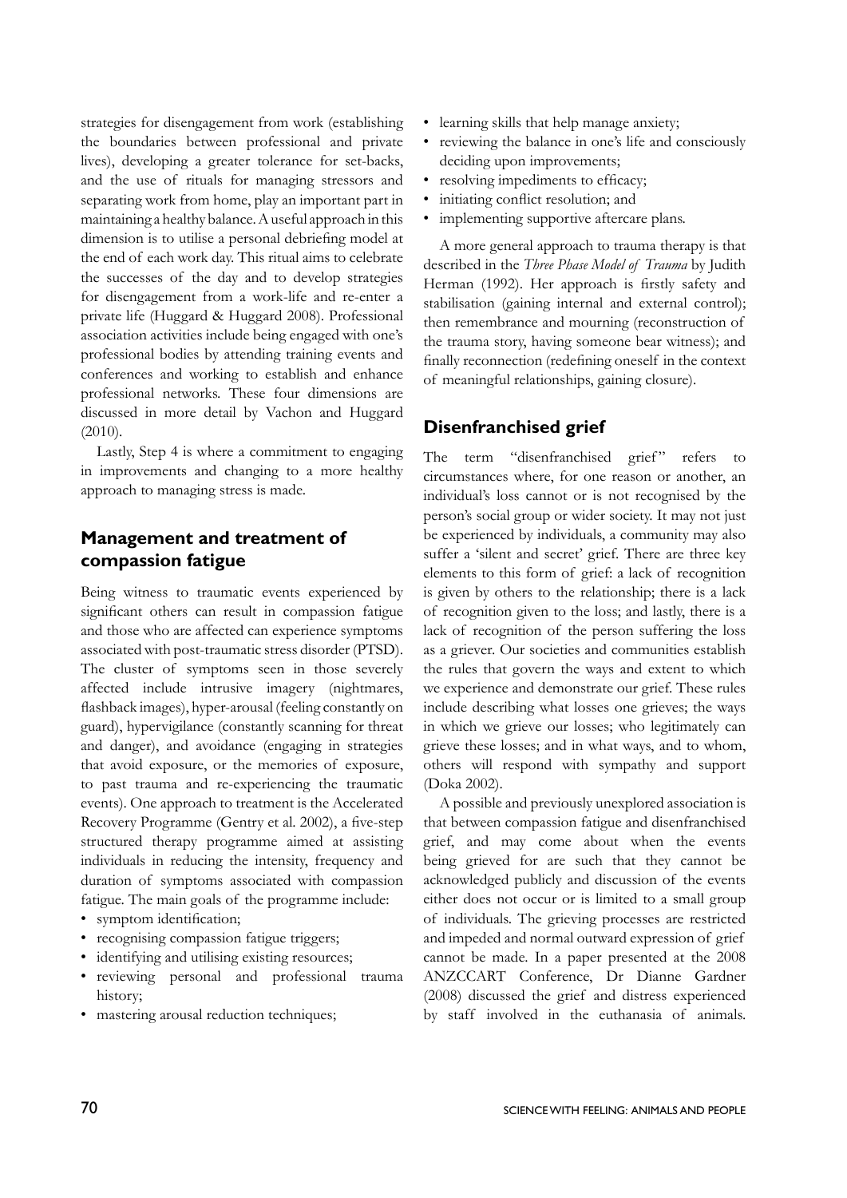strategies for disengagement from work (establishing the boundaries between professional and private lives), developing a greater tolerance for set-backs, and the use of rituals for managing stressors and separating work from home, play an important part in maintaining a healthy balance. A useful approach in this dimension is to utilise a personal debriefing model at the end of each work day. This ritual aims to celebrate the successes of the day and to develop strategies for disengagement from a work-life and re-enter a private life (Huggard & Huggard 2008). Professional association activities include being engaged with one's professional bodies by attending training events and conferences and working to establish and enhance professional networks. These four dimensions are discussed in more detail by Vachon and Huggard (2010).

Lastly, Step 4 is where a commitment to engaging in improvements and changing to a more healthy approach to managing stress is made.

## Management and treatment of compassion fatigue

Being witness to traumatic events experienced by significant others can result in compassion fatigue and those who are affected can experience symptoms associated with post-traumatic stress disorder (PTSD). The cluster of symptoms seen in those severely affected include intrusive imagery (nightmares, flashback images), hyper-arousal (feeling constantly on guard), hypervigilance (constantly scanning for threat and danger), and avoidance (engaging in strategies that avoid exposure, or the memories of exposure, to past trauma and re-experiencing the traumatic events). One approach to treatment is the Accelerated Recovery Programme (Gentry et al. 2002), a five-step structured therapy programme aimed at assisting individuals in reducing the intensity, frequency and duration of symptoms associated with compassion fatigue. The main goals of the programme include:

- symptom identification;
- recognising compassion fatigue triggers;
- identifying and utilising existing resources;
- reviewing personal and professional trauma history;
- mastering arousal reduction techniques;
- learning skills that help manage anxiety;
- reviewing the balance in one's life and consciously deciding upon improvements;
- resolving impediments to efficacy;
- initiating conflict resolution; and
- implementing supportive aftercare plans.

A more general approach to trauma therapy is that described in the *Three Phase Model of Trauma* by Judith Herman (1992). Her approach is firstly safety and stabilisation (gaining internal and external control); then remembrance and mourning (reconstruction of the trauma story, having someone bear witness); and finally reconnection (redefining oneself in the context of meaningful relationships, gaining closure).

## Disenfranchised grief

The term "disenfranchised grief" refers to circumstances where, for one reason or another, an individual's loss cannot or is not recognised by the person's social group or wider society. It may not just be experienced by individuals, a community may also suffer a 'silent and secret' grief. There are three key elements to this form of grief: a lack of recognition is given by others to the relationship; there is a lack of recognition given to the loss; and lastly, there is a lack of recognition of the person suffering the loss as a griever. Our societies and communities establish the rules that govern the ways and extent to which we experience and demonstrate our grief. These rules include describing what losses one grieves; the ways in which we grieve our losses; who legitimately can grieve these losses; and in what ways, and to whom, others will respond with sympathy and support (Doka 2002).

A possible and previously unexplored association is that between compassion fatigue and disenfranchised grief, and may come about when the events being grieved for are such that they cannot be acknowledged publicly and discussion of the events either does not occur or is limited to a small group of individuals. The grieving processes are restricted and impeded and normal outward expression of grief cannot be made. In a paper presented at the 2008 ANZCCART Conference, Dr Dianne Gardner (2008) discussed the grief and distress experienced by staff involved in the euthanasia of animals.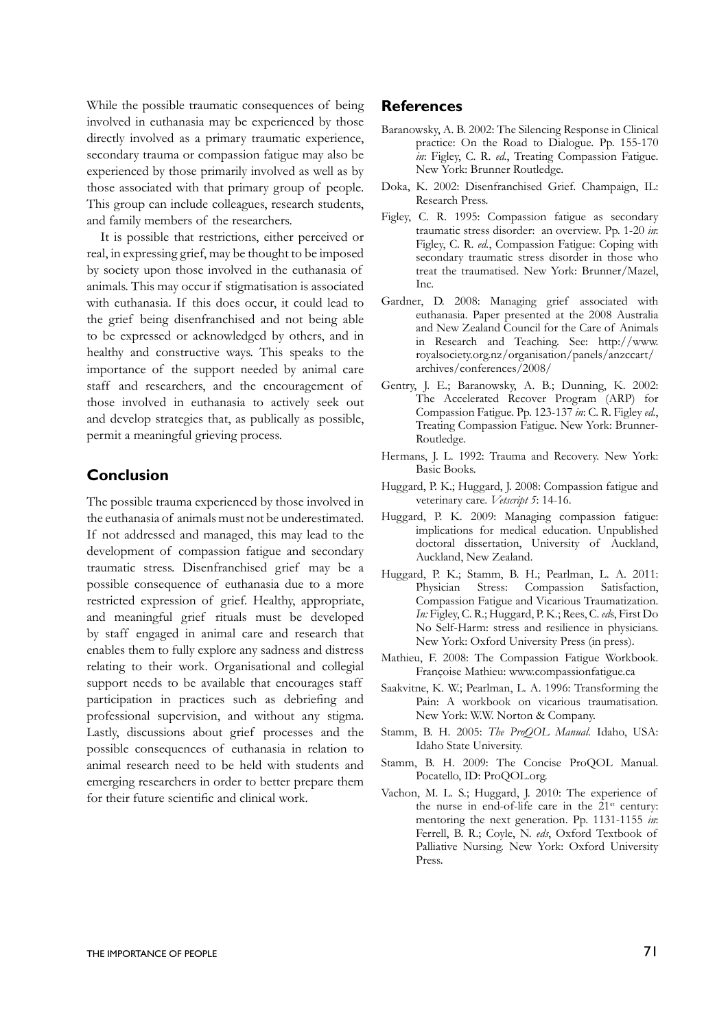While the possible traumatic consequences of being involved in euthanasia may be experienced by those directly involved as a primary traumatic experience, secondary trauma or compassion fatigue may also be experienced by those primarily involved as well as by those associated with that primary group of people. This group can include colleagues, research students, and family members of the researchers.

It is possible that restrictions, either perceived or real, in expressing grief, may be thought to be imposed by society upon those involved in the euthanasia of animals. This may occur if stigmatisation is associated with euthanasia. If this does occur, it could lead to the grief being disenfranchised and not being able to be expressed or acknowledged by others, and in healthy and constructive ways. This speaks to the importance of the support needed by animal care staff and researchers, and the encouragement of those involved in euthanasia to actively seek out and develop strategies that, as publically as possible, permit a meaningful grieving process.

## Conclusion

The possible trauma experienced by those involved in the euthanasia of animals must not be underestimated. If not addressed and managed, this may lead to the development of compassion fatigue and secondary traumatic stress. Disenfranchised grief may be a possible consequence of euthanasia due to a more restricted expression of grief. Healthy, appropriate, and meaningful grief rituals must be developed by staff engaged in animal care and research that enables them to fully explore any sadness and distress relating to their work. Organisational and collegial support needs to be available that encourages staff participation in practices such as debriefing and professional supervision, and without any stigma. Lastly, discussions about grief processes and the possible consequences of euthanasia in relation to animal research need to be held with students and emerging researchers in order to better prepare them for their future scientific and clinical work.

## References

Baranowsky, A. B. 2002: The Silencing Response in Clinical practice: On the Road to Dialogue. Pp. 155-170 *in*: Figley, C. R. *ed*., Treating Compassion Fatigue. New York: Brunner Routledge.

Doka, K. 2002: Disenfranchised Grief. Champaign, IL: Research Press.

Figley, C. R. 1995: Compassion fatigue as secondary traumatic stress disorder: an overview. Pp. 1-20 *in*: Figley, C. R. *ed*., Compassion Fatigue: Coping with secondary traumatic stress disorder in those who treat the traumatised. New York: Brunner/Mazel, Inc.

Gardner, D. 2008: Managing grief associated with euthanasia. Paper presented at the 2008 Australia and New Zealand Council for the Care of Animals in Research and Teaching. See: http://www.royalsociety.org.nz/organisation/panels/anzccart/archives/conferences/2008/

Gentry, J. E.; Baranowsky, A. B.; Dunning, K. 2002: The Accelerated Recover Program (ARP) for Compassion Fatigue. Pp. 123-137 *in*: C. R. Figley *ed*., Treating Compassion Fatigue. New York: Brunner-Routledge.

Hermans, J. L. 1992: Trauma and Recovery. New York: Basic Books.

Huggard, P. K.; Huggard, J. 2008: Compassion fatigue and veterinary care. *Vetscript 5*: 14-16.

Huggard, P. K. 2009: Managing compassion fatigue: implications for medical education. Unpublished doctoral dissertation, University of Auckland, Auckland, New Zealand.

Huggard, P. K.; Stamm, B. H.; Pearlman, L. A. 2011: Physician Stress: Compassion Satisfaction, Compassion Fatigue and Vicarious Traumatization. *In:* Figley, C. R.; Huggard, P. K.; Rees, C. *ed*s, First Do No Self-Harm: stress and resilience in physicians. New York: Oxford University Press (in press).

Mathieu, F. 2008: The Compassion Fatigue Workbook. Françoise Mathieu: www.compassionfatigue.ca

Saakvitne, K. W.; Pearlman, L. A. 1996: Transforming the Pain: A workbook on vicarious traumatisation. New York: W.W. Norton & Company.

Stamm, B. H. 2005: *The ProQOL Manual*. Idaho, USA: Idaho State University.

Stamm, B. H. 2009: The Concise ProQOL Manual. Pocatello, ID: ProQOL.org.

Vachon, M. L. S.; Huggard, J. 2010: The experience of the nurse in end-of-life care in the 21st century: mentoring the next generation. Pp. 1131-1155 *in*: Ferrell, B. R.; Coyle, N. *eds*, Oxford Textbook of Palliative Nursing. New York: Oxford University Press.